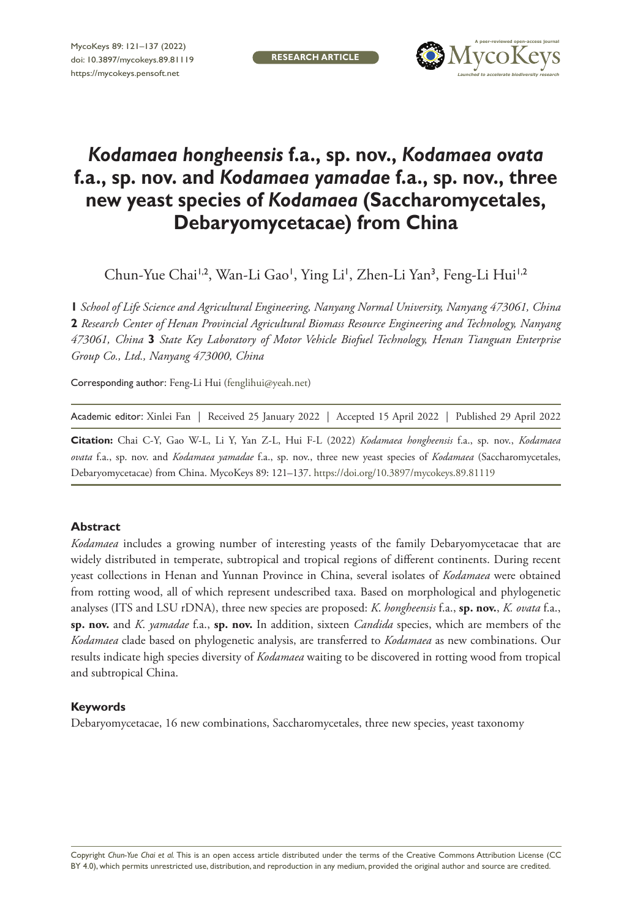# *Kodamaea hongheensis* f.a., sp. nov., *Kodamaea ovata* f.a., sp. nov. and *Kodamaea yamadae* f.a., sp. nov., three new yeast species of *Kodamaea* (Saccharomycetales, Debaryomycetaceae) from China

Chun-Yue Chai[1,2], Wan-Li Gao[1], Ying Li[1], Zhen-Li Yan[3], Feng-Li Hui[1,2]

**1** *School of Life Science and Agricultural Engineering, Nanyang Normal University, Nanyang 473061, China* **2** *Research Center of Henan Provincial Agricultural Biomass Resource Engineering and Technology, Nanyang 473061, China* **3** *State Key Laboratory of Motor Vehicle Biofuel Technology, Henan Tianguan Enterprise Group Co., Ltd., Nanyang 473000, China*

Corresponding author: Feng-Li Hui (fenglihui@yeah.net)

Academic editor: Xinlei Fan | Received 25 January 2022 | Accepted 15 April 2022 | Published 29 April 2022

**Citation:** Chai C-Y, Gao W-L, Li Y, Yan Z-L, Hui F-L (2022) *Kodamaea hongheensis* f.a., sp. nov., *Kodamaea ovata* f.a., sp. nov. and *Kodamaea yamadae* f.a., sp. nov., three new yeast species of *Kodamaea* (Saccharomycetales, Debaryomycetaceae) from China. MycoKeys 89: 121–137. https://doi.org/10.3897/mycokeys.89.81119

## Abstract

*Kodamaea* includes a growing number of interesting yeasts of the family Debaryomycetaceae that are widely distributed in temperate, subtropical and tropical regions of different continents. During recent yeast collections in Henan and Yunnan Province in China, several isolates of *Kodamaea* were obtained from rotting wood, all of which represent undescribed taxa. Based on morphological and phylogenetic analyses (ITS and LSU rDNA), three new species are proposed: *K. hongheensis* f.a., **sp. nov.**, *K. ovata* f.a., **sp. nov.** and *K. yamadae* f.a., **sp. nov.** In addition, sixteen *Candida* species, which are members of the *Kodamaea* clade based on phylogenetic analysis, are transferred to *Kodamaea* as new combinations. Our results indicate high species diversity of *Kodamaea* waiting to be discovered in rotting wood from tropical and subtropical China.

## Keywords

Debaryomycetaceae, 16 new combinations, Saccharomycetales, three new species, yeast taxonomy

Copyright *Chun-Yue Chai et al.* This is an open access article distributed under the terms of the Creative Commons Attribution License (CC BY 4.0), which permits unrestricted use, distribution, and reproduction in any medium, provided the original author and source are credited.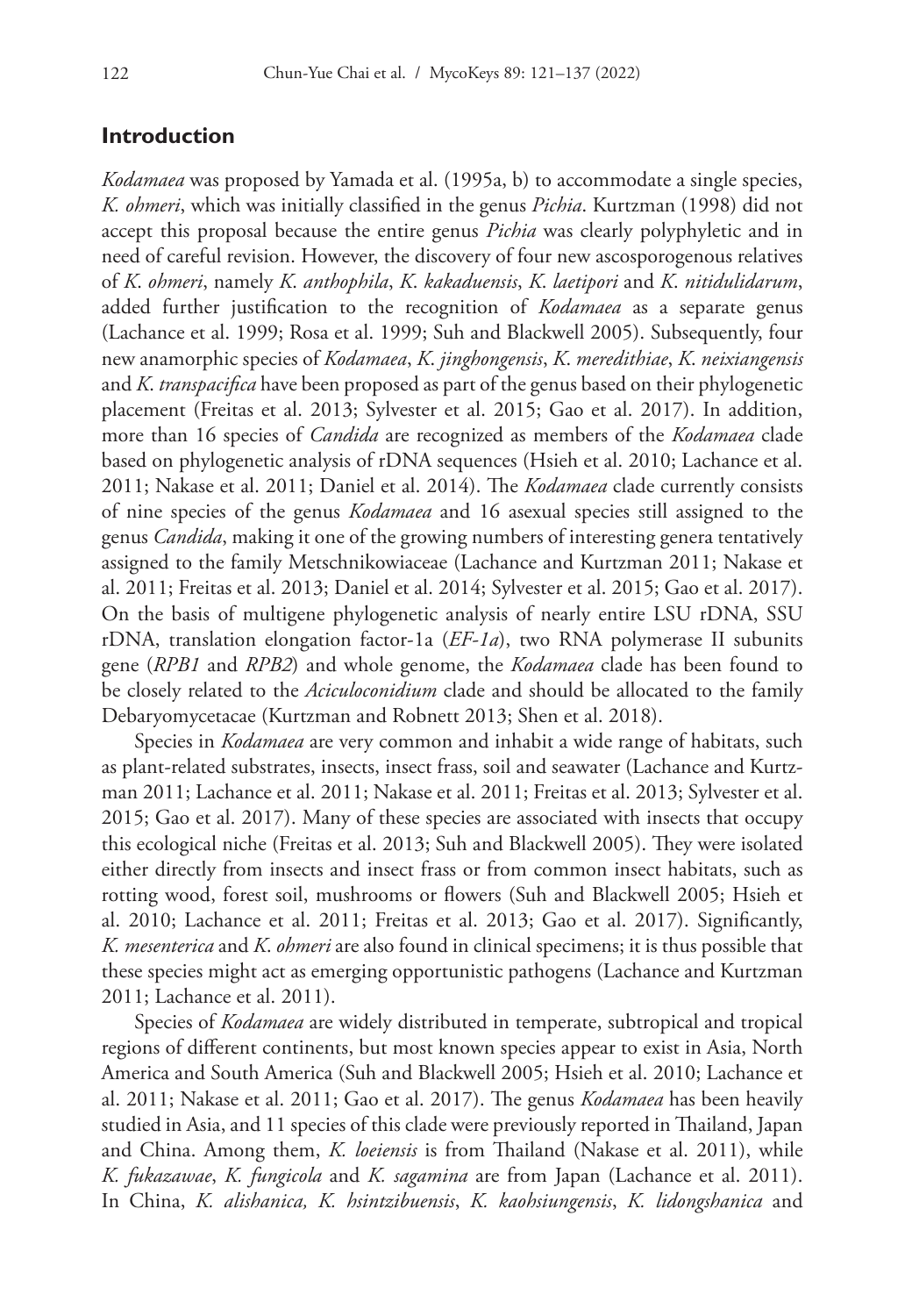## Introduction

*Kodamaea* was proposed by Yamada et al. (1995a, b) to accommodate a single species, *K. ohmeri*, which was initially classified in the genus *Pichia*. Kurtzman (1998) did not accept this proposal because the entire genus *Pichia* was clearly polyphyletic and in need of careful revision. However, the discovery of four new ascosporogenous relatives of *K. ohmeri*, namely *K. anthophila*, *K. kakaduensis*, *K. laetipori* and *K. nitidulidarum*, added further justification to the recognition of *Kodamaea* as a separate genus (Lachance et al. 1999; Rosa et al. 1999; Suh and Blackwell 2005). Subsequently, four new anamorphic species of *Kodamaea*, *K. jinghongensis*, *K. meredithiae*, *K. neixiangensis* and *K. transpacifica* have been proposed as part of the genus based on their phylogenetic placement (Freitas et al. 2013; Sylvester et al. 2015; Gao et al. 2017). In addition, more than 16 species of *Candida* are recognized as members of the *Kodamaea* clade based on phylogenetic analysis of rDNA sequences (Hsieh et al. 2010; Lachance et al. 2011; Nakase et al. 2011; Daniel et al. 2014). The *Kodamaea* clade currently consists of nine species of the genus *Kodamaea* and 16 asexual species still assigned to the genus *Candida*, making it one of the growing numbers of interesting genera tentatively assigned to the family Metschnikowiaceae (Lachance and Kurtzman 2011; Nakase et al. 2011; Freitas et al. 2013; Daniel et al. 2014; Sylvester et al. 2015; Gao et al. 2017). On the basis of multigene phylogenetic analysis of nearly entire LSU rDNA, SSU rDNA, translation elongation factor-1a (*EF-1a*), two RNA polymerase II subunits gene (*RPB1* and *RPB2*) and whole genome, the *Kodamaea* clade has been found to be closely related to the *Aciculoconidium* clade and should be allocated to the family Debaryomycetacae (Kurtzman and Robnett 2013; Shen et al. 2018).

Species in *Kodamaea* are very common and inhabit a wide range of habitats, such as plant-related substrates, insects, insect frass, soil and seawater (Lachance and Kurtzman 2011; Lachance et al. 2011; Nakase et al. 2011; Freitas et al. 2013; Sylvester et al. 2015; Gao et al. 2017). Many of these species are associated with insects that occupy this ecological niche (Freitas et al. 2013; Suh and Blackwell 2005). They were isolated either directly from insects and insect frass or from common insect habitats, such as rotting wood, forest soil, mushrooms or flowers (Suh and Blackwell 2005; Hsieh et al. 2010; Lachance et al. 2011; Freitas et al. 2013; Gao et al. 2017). Significantly, *K. mesenterica* and *K. ohmeri* are also found in clinical specimens; it is thus possible that these species might act as emerging opportunistic pathogens (Lachance and Kurtzman 2011; Lachance et al. 2011).

Species of *Kodamaea* are widely distributed in temperate, subtropical and tropical regions of different continents, but most known species appear to exist in Asia, North America and South America (Suh and Blackwell 2005; Hsieh et al. 2010; Lachance et al. 2011; Nakase et al. 2011; Gao et al. 2017). The genus *Kodamaea* has been heavily studied in Asia, and 11 species of this clade were previously reported in Thailand, Japan and China. Among them, *K. loeiensis* is from Thailand (Nakase et al. 2011), while *K. fukazawae*, *K. fungicola* and *K. sagamina* are from Japan (Lachance et al. 2011). In China, *K. alishanica, K. hsintzibuensis*, *K. kaohsiungensis*, *K. lidongshanica* and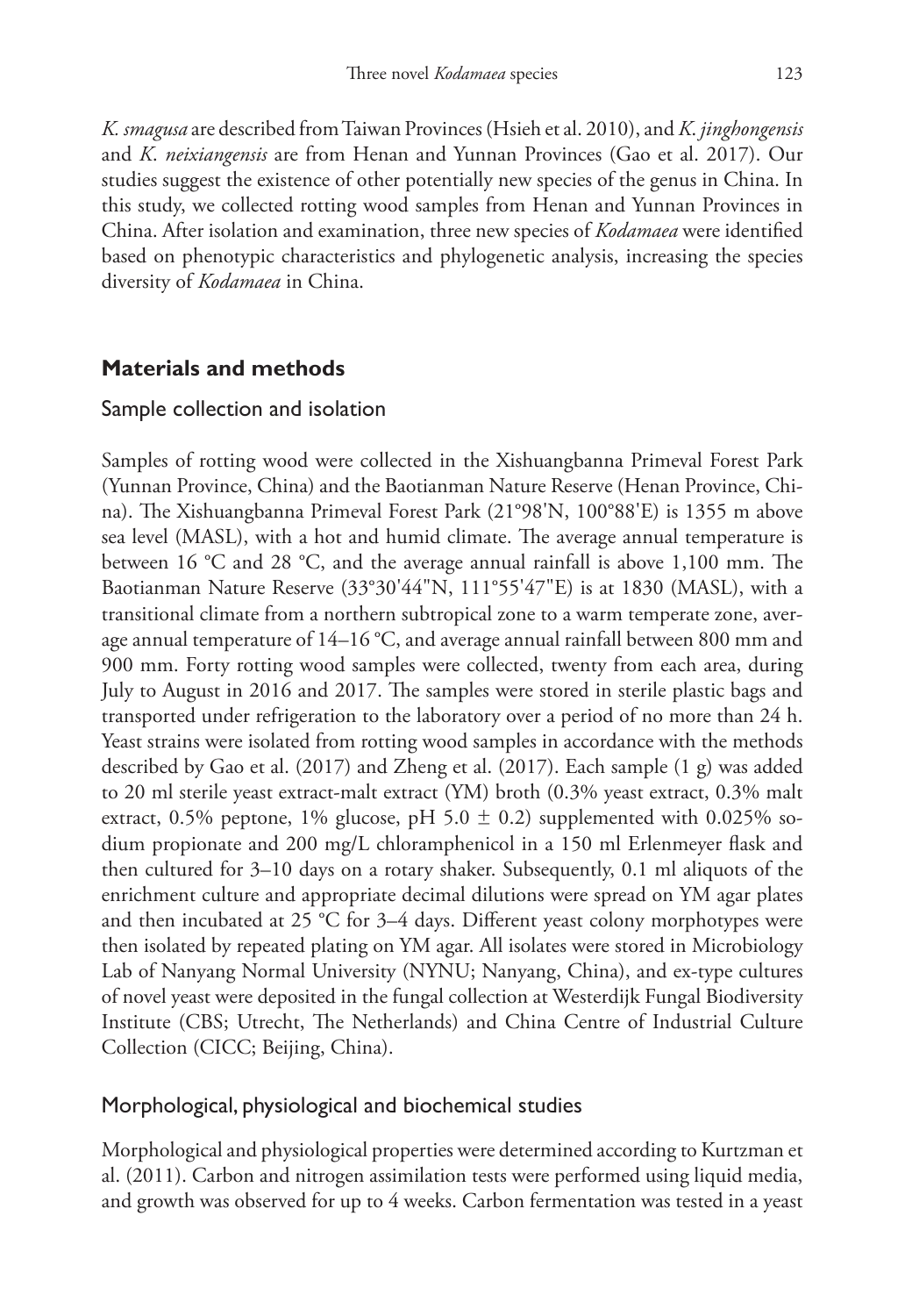*K. smagusa* are described from Taiwan Provinces (Hsieh et al. 2010), and *K. jinghongensis* and *K. neixiangensis* are from Henan and Yunnan Provinces (Gao et al. 2017). Our studies suggest the existence of other potentially new species of the genus in China. In this study, we collected rotting wood samples from Henan and Yunnan Provinces in China. After isolation and examination, three new species of *Kodamaea* were identified based on phenotypic characteristics and phylogenetic analysis, increasing the species diversity of *Kodamaea* in China.

## Materials and methods

### Sample collection and isolation

Samples of rotting wood were collected in the Xishuangbanna Primeval Forest Park (Yunnan Province, China) and the Baotianman Nature Reserve (Henan Province, China). The Xishuangbanna Primeval Forest Park (21°98'N, 100°88'E) is 1355 m above sea level (MASL), with a hot and humid climate. The average annual temperature is between 16 °C and 28 °C, and the average annual rainfall is above 1,100 mm. The Baotianman Nature Reserve (33°30'44"N, 111°55'47"E) is at 1830 (MASL), with a transitional climate from a northern subtropical zone to a warm temperate zone, average annual temperature of 14–16 °C, and average annual rainfall between 800 mm and 900 mm. Forty rotting wood samples were collected, twenty from each area, during July to August in 2016 and 2017. The samples were stored in sterile plastic bags and transported under refrigeration to the laboratory over a period of no more than 24 h. Yeast strains were isolated from rotting wood samples in accordance with the methods described by Gao et al. (2017) and Zheng et al. (2017). Each sample (1 g) was added to 20 ml sterile yeast extract-malt extract (YM) broth (0.3% yeast extract, 0.3% malt extract, 0.5% peptone, 1% glucose, pH 5.0 ± 0.2) supplemented with 0.025% sodium propionate and 200 mg/L chloramphenicol in a 150 ml Erlenmeyer flask and then cultured for 3–10 days on a rotary shaker. Subsequently, 0.1 ml aliquots of the enrichment culture and appropriate decimal dilutions were spread on YM agar plates and then incubated at 25 °C for 3–4 days. Different yeast colony morphotypes were then isolated by repeated plating on YM agar. All isolates were stored in Microbiology Lab of Nanyang Normal University (NYNU; Nanyang, China), and ex-type cultures of novel yeast were deposited in the fungal collection at Westerdijk Fungal Biodiversity Institute (CBS; Utrecht, The Netherlands) and China Centre of Industrial Culture Collection (CICC; Beijing, China).

### Morphological, physiological and biochemical studies

Morphological and physiological properties were determined according to Kurtzman et al. (2011). Carbon and nitrogen assimilation tests were performed using liquid media, and growth was observed for up to 4 weeks. Carbon fermentation was tested in a yeast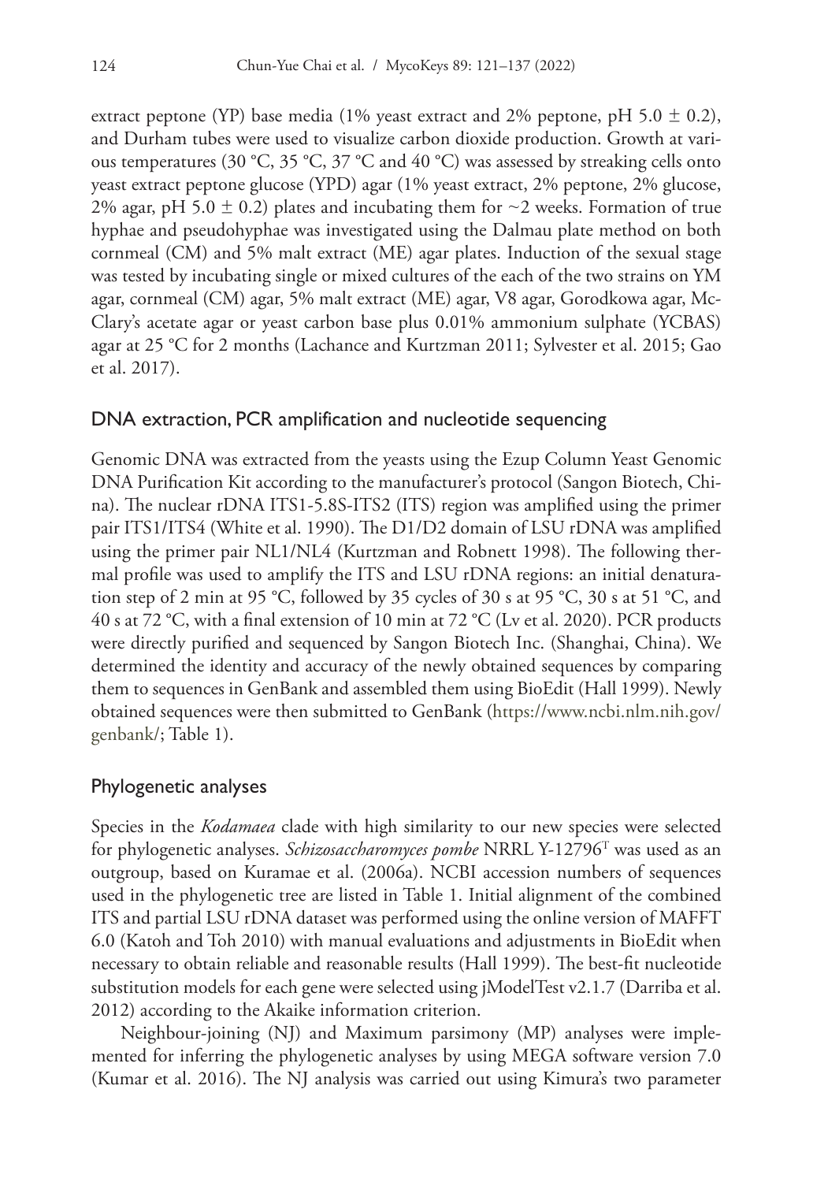extract peptone (YP) base media (1% yeast extract and 2% peptone, pH 5.0 ± 0.2), and Durham tubes were used to visualize carbon dioxide production. Growth at various temperatures (30 °C, 35 °C, 37 °C and 40 °C) was assessed by streaking cells onto yeast extract peptone glucose (YPD) agar (1% yeast extract, 2% peptone, 2% glucose, 2% agar, pH 5.0 ± 0.2) plates and incubating them for ~2 weeks. Formation of true hyphae and pseudohyphae was investigated using the Dalmau plate method on both cornmeal (CM) and 5% malt extract (ME) agar plates. Induction of the sexual stage was tested by incubating single or mixed cultures of the each of the two strains on YM agar, cornmeal (CM) agar, 5% malt extract (ME) agar, V8 agar, Gorodkowa agar, McClary's acetate agar or yeast carbon base plus 0.01% ammonium sulphate (YCBAS) agar at 25 °C for 2 months (Lachance and Kurtzman 2011; Sylvester et al. 2015; Gao et al. 2017).

## DNA extraction, PCR amplification and nucleotide sequencing

Genomic DNA was extracted from the yeasts using the Ezup Column Yeast Genomic DNA Purification Kit according to the manufacturer's protocol (Sangon Biotech, China). The nuclear rDNA ITS1-5.8S-ITS2 (ITS) region was amplified using the primer pair ITS1/ITS4 (White et al. 1990). The D1/D2 domain of LSU rDNA was amplified using the primer pair NL1/NL4 (Kurtzman and Robnett 1998). The following thermal profile was used to amplify the ITS and LSU rDNA regions: an initial denaturation step of 2 min at 95 °C, followed by 35 cycles of 30 s at 95 °C, 30 s at 51 °C, and 40 s at 72 °C, with a final extension of 10 min at 72 °C (Lv et al. 2020). PCR products were directly purified and sequenced by Sangon Biotech Inc. (Shanghai, China). We determined the identity and accuracy of the newly obtained sequences by comparing them to sequences in GenBank and assembled them using BioEdit (Hall 1999). Newly obtained sequences were then submitted to GenBank (https://www.ncbi.nlm.nih.gov/genbank/; Table 1).

## Phylogenetic analyses

Species in the *Kodamaea* clade with high similarity to our new species were selected for phylogenetic analyses. *Schizosaccharomyces pombe* NRRL Y-12796[T] was used as an outgroup, based on Kuramae et al. (2006a). NCBI accession numbers of sequences used in the phylogenetic tree are listed in Table 1. Initial alignment of the combined ITS and partial LSU rDNA dataset was performed using the online version of MAFFT 6.0 (Katoh and Toh 2010) with manual evaluations and adjustments in BioEdit when necessary to obtain reliable and reasonable results (Hall 1999). The best-fit nucleotide substitution models for each gene were selected using jModelTest v2.1.7 (Darriba et al. 2012) according to the Akaike information criterion.

Neighbour-joining (NJ) and Maximum parsimony (MP) analyses were implemented for inferring the phylogenetic analyses by using MEGA software version 7.0 (Kumar et al. 2016). The NJ analysis was carried out using Kimura's two parameter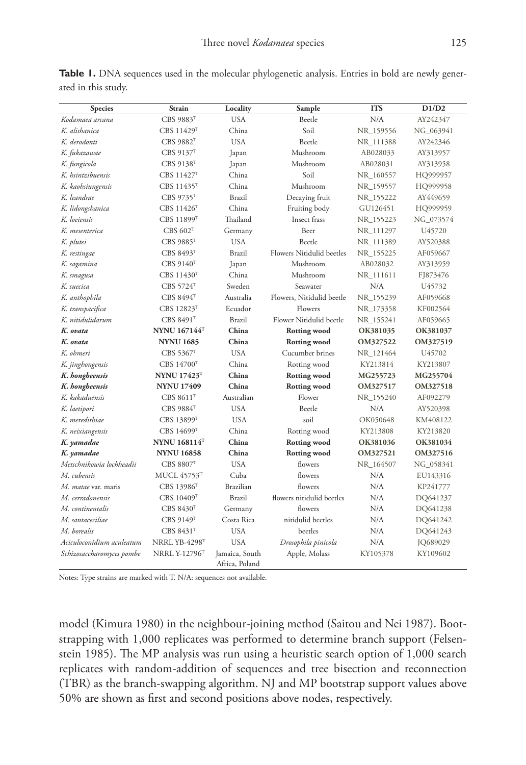**Table 1.** DNA sequences used in the molecular phylogenetic analysis. Entries in bold are newly generated in this study.

| Species | Strain | Locality | Sample | ITS | D1/D2 |
|---|---|---|---|---|---|
| *Kodamaea arcana* | CBS 9883[T] | USA | Beetle | N/A | AY242347 |
| *K. alishanica* | CBS 11429[T] | China | Soil | NR_159556 | NG_063941 |
| *K. derodonti* | CBS 9882[T] | USA | Beetle | NR_111388 | AY242346 |
| *K. fukazawae* | CBS 9137[T] | Japan | Mushroom | AB028033 | AY313957 |
| *K. fungicola* | CBS 9138[T] | Japan | Mushroom | AB028031 | AY313958 |
| *K. hsintzibuensis* | CBS 11427[T] | China | Soil | NR_160557 | HQ999957 |
| *K. kaohsiungensis* | CBS 11435[T] | China | Mushroom | NR_159557 | HQ999958 |
| *K. leandrae* | CBS 9735[T] | Brazil | Decaying fruit | NR_155222 | AY449659 |
| *K. lidongshanica* | CBS 11426[T] | China | Fruiting body | GU126451 | HQ999959 |
| *K. loeiensis* | CBS 11899[T] | Thailand | Insect frass | NR_155223 | NG_073574 |
| *K. mesenterica* | CBS 602[T] | Germany | Beer | NR_111297 | U45720 |
| *K. plutei* | CBS 9885[T] | USA | Beetle | NR_111389 | AY520388 |
| *K. restingae* | CBS 8493[T] | Brazil | Flowers Nitidulid beetles | NR_155225 | AF059667 |
| *K. sagamina* | CBS 9140[T] | Japan | Mushroom | AB028032 | AY313959 |
| *K. smagusa* | CBS 11430[T] | China | Mushroom | NR_111611 | FJ873476 |
| *K. suecica* | CBS 5724[T] | Sweden | Seawater | N/A | U45732 |
| *K. anthophila* | CBS 8494[T] | Australia | Flowers, Nitidulid beetle | NR_155239 | AF059668 |
| *K. transpacifica* | CBS 12823[T] | Ecuador | Flowers | NR_173358 | KF002564 |
| *K. nitidulidarum* | CBS 8491[T] | Brazil | Flower Nitidulid beetle | NR_155241 | AF059665 |
| ***K. ovata*** | **NYNU 167144[T]** | **China** | **Rotting wood** | **OK381035** | **OK381037** |
| ***K. ovata*** | **NYNU 1685** | **China** | **Rotting wood** | **OM327522** | **OM327519** |
| *K. ohmeri* | CBS 5367[T] | USA | Cucumber brines | NR_121464 | U45702 |
| *K. jinghongensis* | CBS 14700[T] | China | Rotting wood | KY213814 | KY213807 |
| ***K. hongheensis*** | **NYNU 17423[T]** | **China** | **Rotting wood** | **MG255723** | **MG255704** |
| ***K. hongheensis*** | **NYNU 17409** | **China** | **Rotting wood** | **OM327517** | **OM327518** |
| *K. kakaduensis* | CBS 8611[T] | Australian | Flower | NR_155240 | AF092279 |
| *K. laetipori* | CBS 9884[T] | USA | Beetle | N/A | AY520398 |
| *K. meredithiae* | CBS 13899[T] | USA | soil | OK050648 | KM408122 |
| *K. neixiangensis* | CBS 14699[T] | China | Rotting wood | KY213808 | KY213820 |
| ***K. yamadae*** | **NYNU 168114[T]** | **China** | **Rotting wood** | **OK381036** | **OK381034** |
| ***K. yamadae*** | **NYNU 16858** | **China** | **Rotting wood** | **OM327521** | **OM327516** |
| *Metschnikowia lochheadii* | CBS 8807[T] | USA | flowers | NR_164507 | NG_058341 |
| *M. cubensis* | MUCL 45753[T] | Cuba | flowers | N/A | EU143316 |
| *M. matae* var. maris | CBS 13986[T] | Brazilian | flowers | N/A | KP241777 |
| *M. cerradonensis* | CBS 10409[T] | Brazil | flowers nitidulid beetles | N/A | DQ641237 |
| *M. continentalis* | CBS 8430[T] | Germany | flowers | N/A | DQ641238 |
| *M. santaceciliae* | CBS 9149[T] | Costa Rica | nitidulid beetles | N/A | DQ641242 |
| *M. borealis* | CBS 8431[T] | USA | beetles | N/A | DQ641243 |
| *Aciculoconidium aculeatum* | NRRL YB-4298[T] | USA | *Drosophila pinicola* | N/A | JQ689029 |
| *Schizosaccharomyces pombe* | NRRL Y-12796[T] | Jamaica, South Africa, Poland | Apple, Molass | KY105378 | KY109602 |

Notes: Type strains are marked with T. N/A: sequences not available.

model (Kimura 1980) in the neighbour-joining method (Saitou and Nei 1987). Bootstrapping with 1,000 replicates was performed to determine branch support (Felsenstein 1985). The MP analysis was run using a heuristic search option of 1,000 search replicates with random-addition of sequences and tree bisection and reconnection (TBR) as the branch-swapping algorithm. NJ and MP bootstrap support values above 50% are shown as first and second positions above nodes, respectively.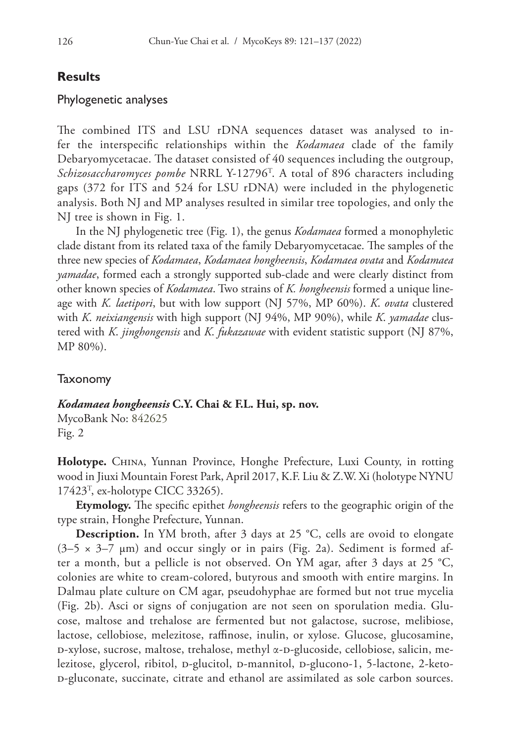## Results

### Phylogenetic analyses

The combined ITS and LSU rDNA sequences dataset was analysed to infer the interspecific relationships within the *Kodamaea* clade of the family Debaryomycetacae. The dataset consisted of 40 sequences including the outgroup, *Schizosaccharomyces pombe* NRRL Y-12796[T]. A total of 896 characters including gaps (372 for ITS and 524 for LSU rDNA) were included in the phylogenetic analysis. Both NJ and MP analyses resulted in similar tree topologies, and only the NJ tree is shown in Fig. 1.

In the NJ phylogenetic tree (Fig. 1), the genus *Kodamaea* formed a monophyletic clade distant from its related taxa of the family Debaryomycetacae. The samples of the three new species of *Kodamaea*, *Kodamaea hongheensis*, *Kodamaea ovata* and *Kodamaea yamadae*, formed each a strongly supported sub-clade and were clearly distinct from other known species of *Kodamaea*. Two strains of *K. hongheensis* formed a unique lineage with *K. laetipori*, but with low support (NJ 57%, MP 60%). *K. ovata* clustered with *K. neixiangensis* with high support (NJ 94%, MP 90%), while *K. yamadae* clustered with *K. jinghongensis* and *K. fukazawae* with evident statistic support (NJ 87%, MP 80%).

### Taxonomy

***Kodamaea hongheensis*** **C.Y. Chai & F.L. Hui, sp. nov.**
MycoBank No: 842625
Fig. 2

**Holotype.** China, Yunnan Province, Honghe Prefecture, Luxi County, in rotting wood in Jiuxi Mountain Forest Park, April 2017, K.F. Liu & Z.W. Xi (holotype NYNU 17423[T], ex-holotype CICC 33265).

**Etymology.** The specific epithet *hongheensis* refers to the geographic origin of the type strain, Honghe Prefecture, Yunnan.

**Description.** In YM broth, after 3 days at 25 °C, cells are ovoid to elongate (3–5 × 3–7 μm) and occur singly or in pairs (Fig. 2a). Sediment is formed after a month, but a pellicle is not observed. On YM agar, after 3 days at 25 °C, colonies are white to cream-colored, butyrous and smooth with entire margins. In Dalmau plate culture on CM agar, pseudohyphae are formed but not true mycelia (Fig. 2b). Asci or signs of conjugation are not seen on sporulation media. Glucose, maltose and trehalose are fermented but not galactose, sucrose, melibiose, lactose, cellobiose, melezitose, raffinose, inulin, or xylose. Glucose, glucosamine, D-xylose, sucrose, maltose, trehalose, methyl α-D-glucoside, cellobiose, salicin, melezitose, glycerol, ribitol, D-glucitol, D-mannitol, D-glucono-1, 5-lactone, 2-keto-D-gluconate, succinate, citrate and ethanol are assimilated as sole carbon sources.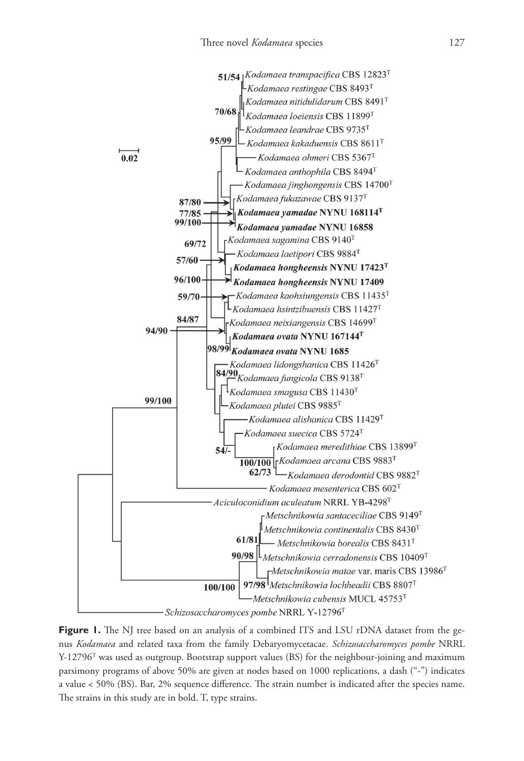**Figure 1.** The NJ tree based on an analysis of a combined ITS and LSU rDNA dataset from the genus *Kodamaea* and related taxa from the family Debaryomycetacae. *Schizosaccharomyces pombe* NRRL Y-12796[T] was used as outgroup. Bootstrap support values (BS) for the neighbour-joining and maximum parsimony programs of above 50% are given at nodes based on 1000 replications, a dash ("-") indicates a value < 50% (BS). Bar, 2% sequence difference. The strain number is indicated after the species name. The strains in this study are in bold. T, type strains.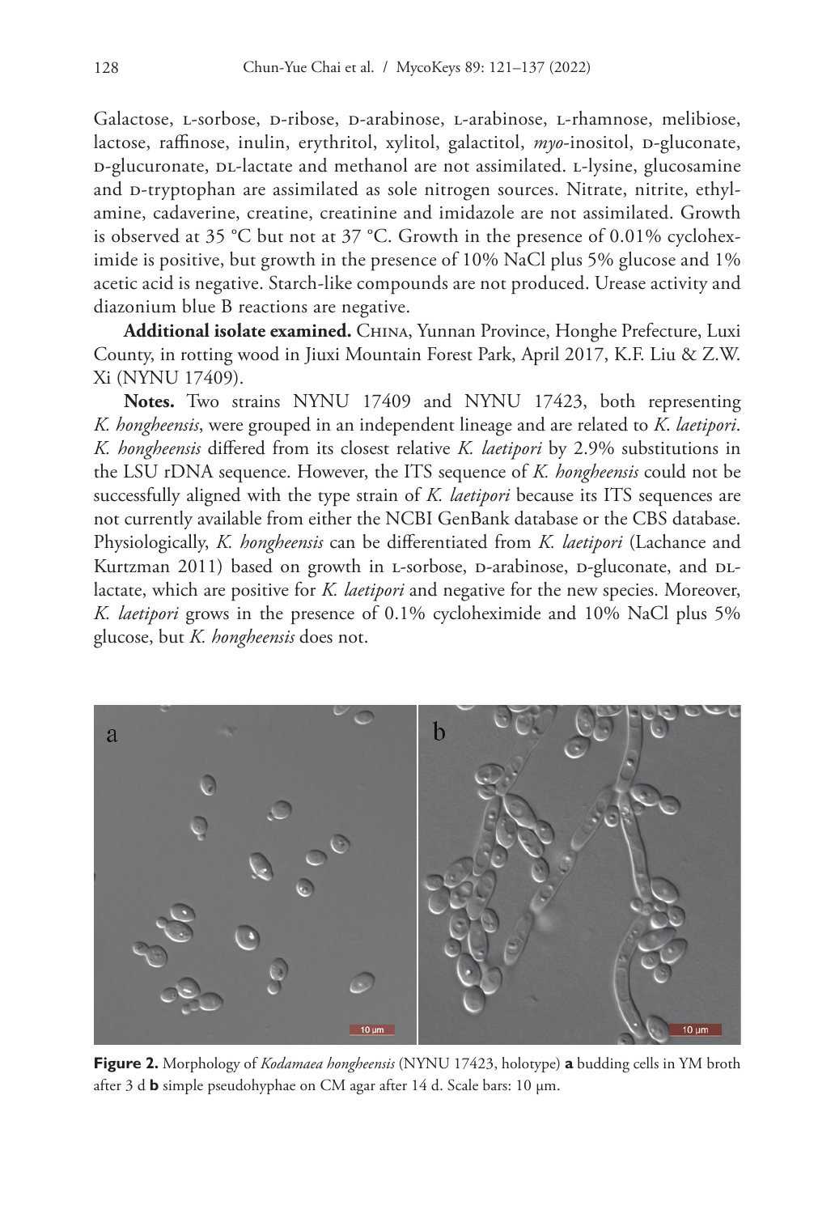Galactose, L-sorbose, D-ribose, D-arabinose, L-arabinose, L-rhamnose, melibiose, lactose, raffinose, inulin, erythritol, xylitol, galactitol, *myo*-inositol, D-gluconate, D-glucuronate, DL-lactate and methanol are not assimilated. L-lysine, glucosamine and D-tryptophan are assimilated as sole nitrogen sources. Nitrate, nitrite, ethylamine, cadaverine, creatine, creatinine and imidazole are not assimilated. Growth is observed at 35 °C but not at 37 °C. Growth in the presence of 0.01% cycloheximide is positive, but growth in the presence of 10% NaCl plus 5% glucose and 1% acetic acid is negative. Starch-like compounds are not produced. Urease activity and diazonium blue B reactions are negative.

**Additional isolate examined.** China, Yunnan Province, Honghe Prefecture, Luxi County, in rotting wood in Jiuxi Mountain Forest Park, April 2017, K.F. Liu & Z.W. Xi (NYNU 17409).

**Notes.** Two strains NYNU 17409 and NYNU 17423, both representing *K. hongheensis*, were grouped in an independent lineage and are related to *K. laetipori*. *K. hongheensis* differed from its closest relative *K. laetipori* by 2.9% substitutions in the LSU rDNA sequence. However, the ITS sequence of *K. hongheensis* could not be successfully aligned with the type strain of *K. laetipori* because its ITS sequences are not currently available from either the NCBI GenBank database or the CBS database. Physiologically, *K. hongheensis* can be differentiated from *K. laetipori* (Lachance and Kurtzman 2011) based on growth in L-sorbose, D-arabinose, D-gluconate, and DL-lactate, which are positive for *K. laetipori* and negative for the new species. Moreover, *K. laetipori* grows in the presence of 0.1% cycloheximide and 10% NaCl plus 5% glucose, but *K. hongheensis* does not.

**Figure 2.** Morphology of *Kodamaea hongheensis* (NYNU 17423, holotype) **a** budding cells in YM broth after 3 d **b** simple pseudohyphae on CM agar after 14 d. Scale bars: 10 μm.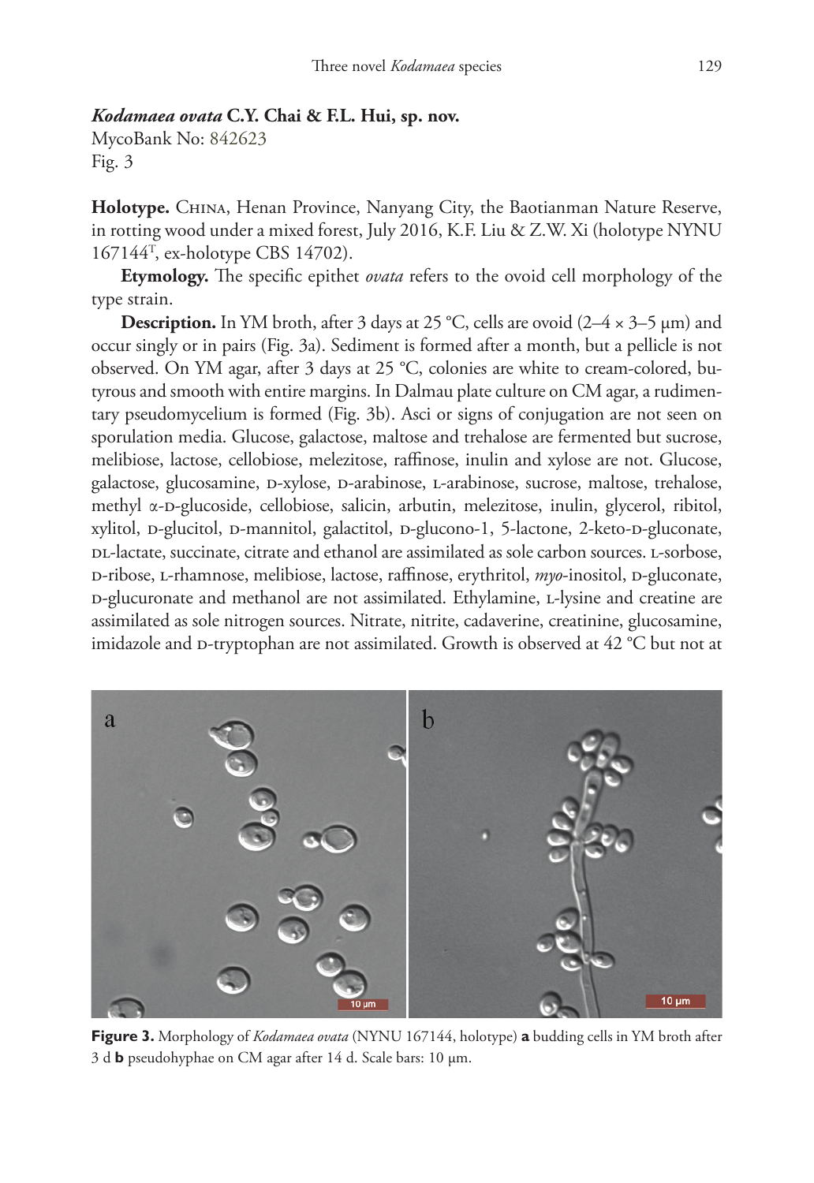## *Kodamaea ovata* C.Y. Chai & F.L. Hui, sp. nov.

MycoBank No: 842623

Fig. 3

**Holotype.** China, Henan Province, Nanyang City, the Baotianman Nature Reserve, in rotting wood under a mixed forest, July 2016, K.F. Liu & Z.W. Xi (holotype NYNU 167144[T], ex-holotype CBS 14702).

**Etymology.** The specific epithet *ovata* refers to the ovoid cell morphology of the type strain.

**Description.** In YM broth, after 3 days at 25 °C, cells are ovoid (2–4 × 3–5 μm) and occur singly or in pairs (Fig. 3a). Sediment is formed after a month, but a pellicle is not observed. On YM agar, after 3 days at 25 °C, colonies are white to cream-colored, butyrous and smooth with entire margins. In Dalmau plate culture on CM agar, a rudimentary pseudomycelium is formed (Fig. 3b). Asci or signs of conjugation are not seen on sporulation media. Glucose, galactose, maltose and trehalose are fermented but sucrose, melibiose, lactose, cellobiose, melezitose, raffinose, inulin and xylose are not. Glucose, galactose, glucosamine, D-xylose, D-arabinose, L-arabinose, sucrose, maltose, trehalose, methyl α-D-glucoside, cellobiose, salicin, arbutin, melezitose, inulin, glycerol, ribitol, xylitol, D-glucitol, D-mannitol, galactitol, D-glucono-1, 5-lactone, 2-keto-D-gluconate, DL-lactate, succinate, citrate and ethanol are assimilated as sole carbon sources. L-sorbose, D-ribose, L-rhamnose, melibiose, lactose, raffinose, erythritol, *myo*-inositol, D-gluconate, D-glucuronate and methanol are not assimilated. Ethylamine, L-lysine and creatine are assimilated as sole nitrogen sources. Nitrate, nitrite, cadaverine, creatinine, glucosamine, imidazole and D-tryptophan are not assimilated. Growth is observed at 42 °C but not at

**Figure 3.** Morphology of *Kodamaea ovata* (NYNU 167144, holotype) **a** budding cells in YM broth after 3 d **b** pseudohyphae on CM agar after 14 d. Scale bars: 10 μm.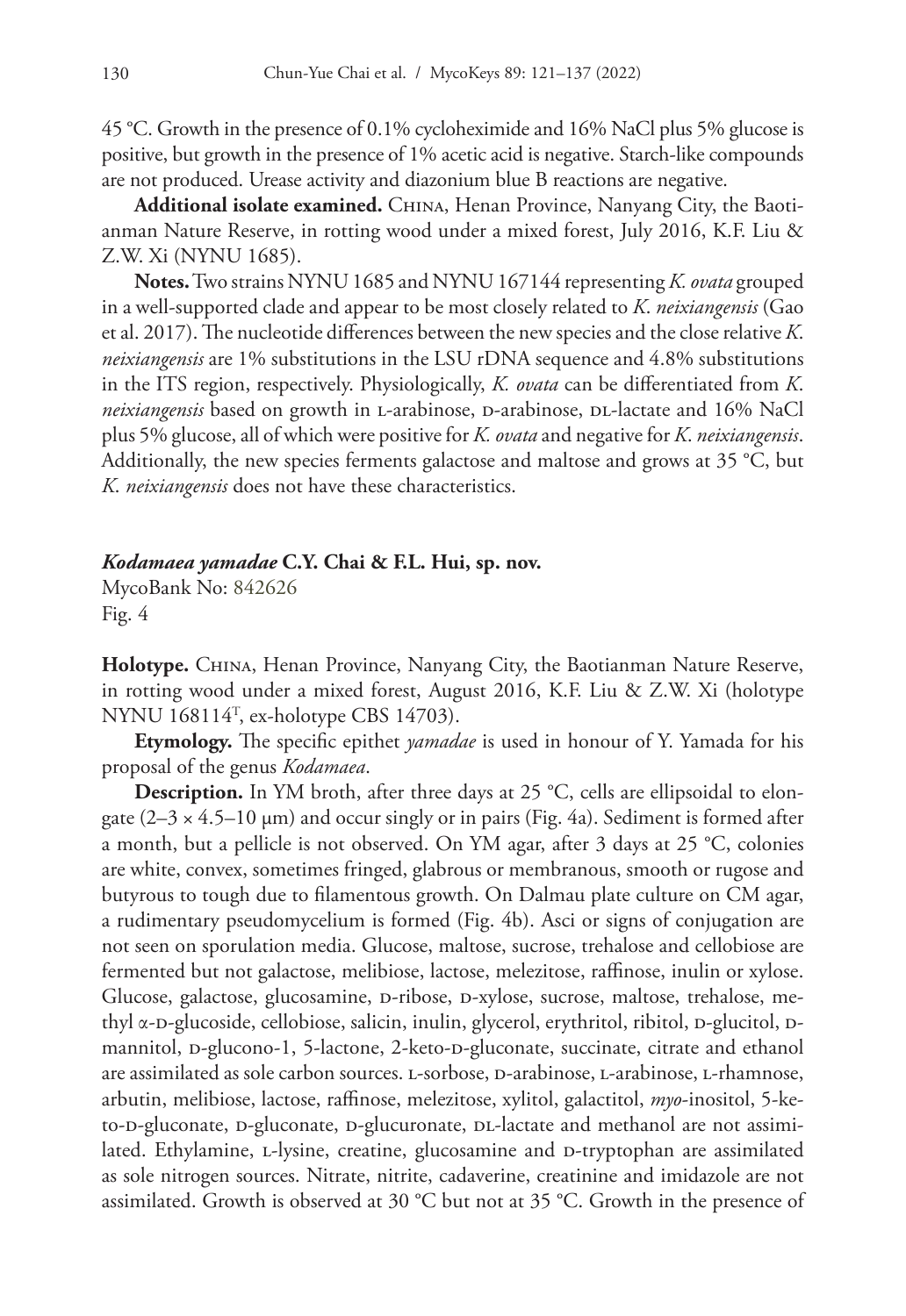45 °C. Growth in the presence of 0.1% cycloheximide and 16% NaCl plus 5% glucose is positive, but growth in the presence of 1% acetic acid is negative. Starch-like compounds are not produced. Urease activity and diazonium blue B reactions are negative.

**Additional isolate examined.** China, Henan Province, Nanyang City, the Baotianman Nature Reserve, in rotting wood under a mixed forest, July 2016, K.F. Liu & Z.W. Xi (NYNU 1685).

**Notes.** Two strains NYNU 1685 and NYNU 167144 representing *K. ovata* grouped in a well-supported clade and appear to be most closely related to *K. neixiangensis* (Gao et al. 2017). The nucleotide differences between the new species and the close relative *K. neixiangensis* are 1% substitutions in the LSU rDNA sequence and 4.8% substitutions in the ITS region, respectively. Physiologically, *K. ovata* can be differentiated from *K. neixiangensis* based on growth in L-arabinose, D-arabinose, DL-lactate and 16% NaCl plus 5% glucose, all of which were positive for *K. ovata* and negative for *K. neixiangensis*. Additionally, the new species ferments galactose and maltose and grows at 35 °C, but *K. neixiangensis* does not have these characteristics.

### *Kodamaea yamadae* C.Y. Chai & F.L. Hui, sp. nov.

MycoBank No: 842626

Fig. 4

**Holotype.** China, Henan Province, Nanyang City, the Baotianman Nature Reserve, in rotting wood under a mixed forest, August 2016, K.F. Liu & Z.W. Xi (holotype NYNU 168114[T], ex-holotype CBS 14703).

**Etymology.** The specific epithet *yamadae* is used in honour of Y. Yamada for his proposal of the genus *Kodamaea*.

**Description.** In YM broth, after three days at 25 °C, cells are ellipsoidal to elongate (2–3 × 4.5–10 μm) and occur singly or in pairs (Fig. 4a). Sediment is formed after a month, but a pellicle is not observed. On YM agar, after 3 days at 25 °C, colonies are white, convex, sometimes fringed, glabrous or membranous, smooth or rugose and butyrous to tough due to filamentous growth. On Dalmau plate culture on CM agar, a rudimentary pseudomycelium is formed (Fig. 4b). Asci or signs of conjugation are not seen on sporulation media. Glucose, maltose, sucrose, trehalose and cellobiose are fermented but not galactose, melibiose, lactose, melezitose, raffinose, inulin or xylose. Glucose, galactose, glucosamine, D-ribose, D-xylose, sucrose, maltose, trehalose, methyl α-D-glucoside, cellobiose, salicin, inulin, glycerol, erythritol, ribitol, D-glucitol, D-mannitol, D-glucono-1, 5-lactone, 2-keto-D-gluconate, succinate, citrate and ethanol are assimilated as sole carbon sources. L-sorbose, D-arabinose, L-arabinose, L-rhamnose, arbutin, melibiose, lactose, raffinose, melezitose, xylitol, galactitol, *myo*-inositol, 5-keto-D-gluconate, D-gluconate, D-glucuronate, DL-lactate and methanol are not assimilated. Ethylamine, L-lysine, creatine, glucosamine and D-tryptophan are assimilated as sole nitrogen sources. Nitrate, nitrite, cadaverine, creatinine and imidazole are not assimilated. Growth is observed at 30 °C but not at 35 °C. Growth in the presence of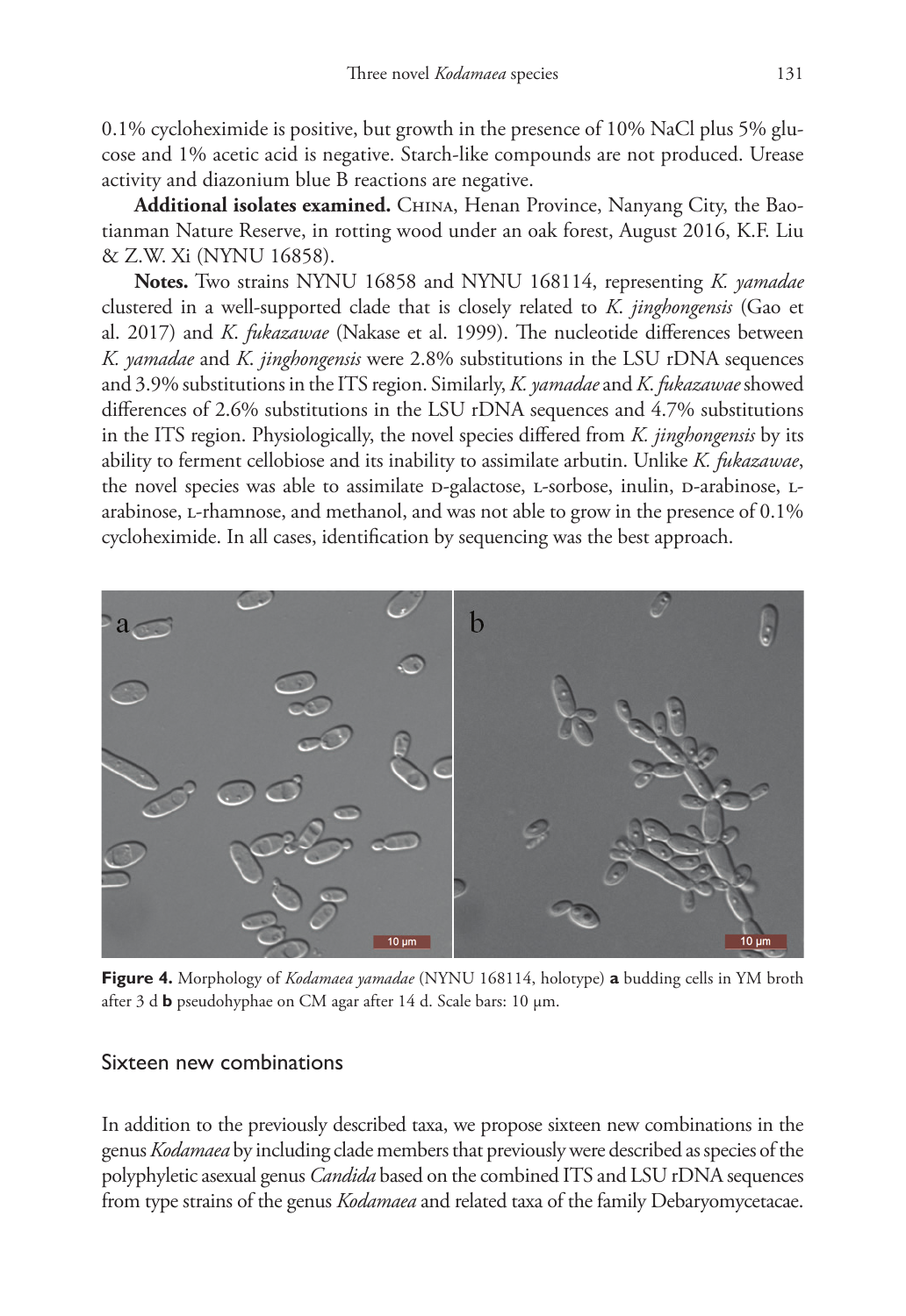0.1% cycloheximide is positive, but growth in the presence of 10% NaCl plus 5% glucose and 1% acetic acid is negative. Starch-like compounds are not produced. Urease activity and diazonium blue B reactions are negative.

**Additional isolates examined.** China, Henan Province, Nanyang City, the Baotianman Nature Reserve, in rotting wood under an oak forest, August 2016, K.F. Liu & Z.W. Xi (NYNU 16858).

**Notes.** Two strains NYNU 16858 and NYNU 168114, representing *K. yamadae* clustered in a well-supported clade that is closely related to *K. jinghongensis* (Gao et al. 2017) and *K. fukazawae* (Nakase et al. 1999). The nucleotide differences between *K. yamadae* and *K. jinghongensis* were 2.8% substitutions in the LSU rDNA sequences and 3.9% substitutions in the ITS region. Similarly, *K. yamadae* and *K. fukazawae* showed differences of 2.6% substitutions in the LSU rDNA sequences and 4.7% substitutions in the ITS region. Physiologically, the novel species differed from *K. jinghongensis* by its ability to ferment cellobiose and its inability to assimilate arbutin. Unlike *K. fukazawae*, the novel species was able to assimilate D-galactose, L-sorbose, inulin, D-arabinose, L-arabinose, L-rhamnose, and methanol, and was not able to grow in the presence of 0.1% cycloheximide. In all cases, identification by sequencing was the best approach.

**Figure 4.** Morphology of *Kodamaea yamadae* (NYNU 168114, holotype) **a** budding cells in YM broth after 3 d **b** pseudohyphae on CM agar after 14 d. Scale bars: 10 μm.

## Sixteen new combinations

In addition to the previously described taxa, we propose sixteen new combinations in the genus *Kodamaea* by including clade members that previously were described as species of the polyphyletic asexual genus *Candida* based on the combined ITS and LSU rDNA sequences from type strains of the genus *Kodamaea* and related taxa of the family Debaryomycetacae.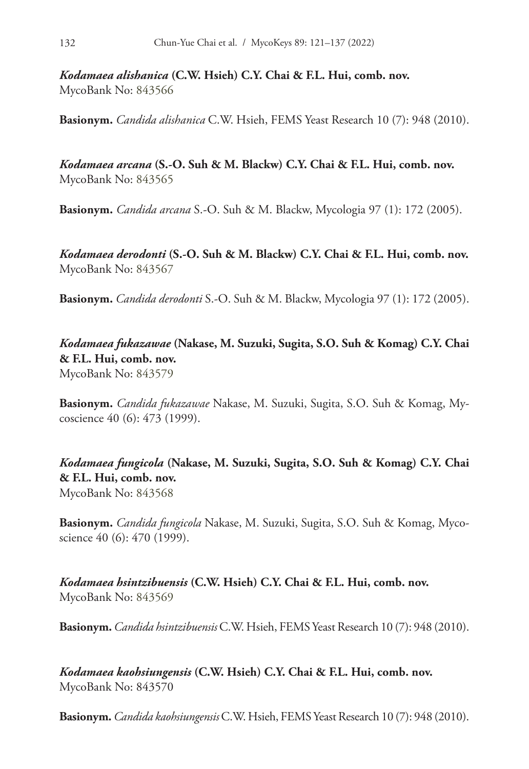***Kodamaea alishanica* (C.W. Hsieh) C.Y. Chai & F.L. Hui, comb. nov.**
MycoBank No: 843566

**Basionym.** *Candida alishanica* C.W. Hsieh, FEMS Yeast Research 10 (7): 948 (2010).

***Kodamaea arcana* (S.-O. Suh & M. Blackw) C.Y. Chai & F.L. Hui, comb. nov.**
MycoBank No: 843565

**Basionym.** *Candida arcana* S.-O. Suh & M. Blackw, Mycologia 97 (1): 172 (2005).

***Kodamaea derodonti* (S.-O. Suh & M. Blackw) C.Y. Chai & F.L. Hui, comb. nov.**
MycoBank No: 843567

**Basionym.** *Candida derodonti* S.-O. Suh & M. Blackw, Mycologia 97 (1): 172 (2005).

***Kodamaea fukazawae* (Nakase, M. Suzuki, Sugita, S.O. Suh & Komag) C.Y. Chai & F.L. Hui, comb. nov.**
MycoBank No: 843579

**Basionym.** *Candida fukazawae* Nakase, M. Suzuki, Sugita, S.O. Suh & Komag, Mycoscience 40 (6): 473 (1999).

***Kodamaea fungicola* (Nakase, M. Suzuki, Sugita, S.O. Suh & Komag) C.Y. Chai & F.L. Hui, comb. nov.**
MycoBank No: 843568

**Basionym.** *Candida fungicola* Nakase, M. Suzuki, Sugita, S.O. Suh & Komag, Mycoscience 40 (6): 470 (1999).

***Kodamaea hsintzibuensis* (C.W. Hsieh) C.Y. Chai & F.L. Hui, comb. nov.**
MycoBank No: 843569

**Basionym.** *Candida hsintzibuensis* C.W. Hsieh, FEMS Yeast Research 10 (7): 948 (2010).

***Kodamaea kaohsiungensis* (C.W. Hsieh) C.Y. Chai & F.L. Hui, comb. nov.**
MycoBank No: 843570

**Basionym.** *Candida kaohsiungensis* C.W. Hsieh, FEMS Yeast Research 10 (7): 948 (2010).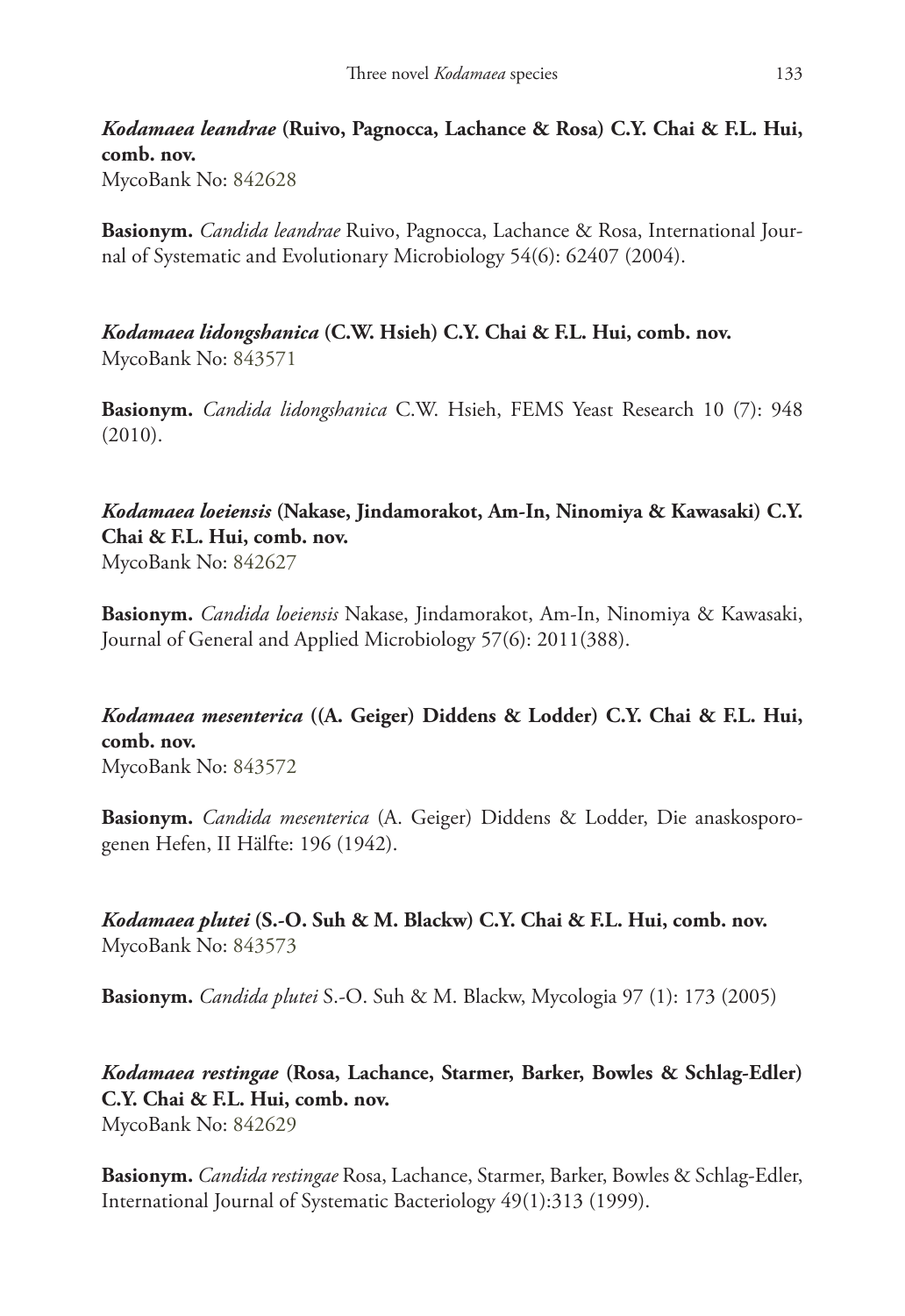***Kodamaea leandrae* (Ruivo, Pagnocca, Lachance & Rosa) C.Y. Chai & F.L. Hui, comb. nov.**
MycoBank No: 842628

**Basionym.** *Candida leandrae* Ruivo, Pagnocca, Lachance & Rosa, International Journal of Systematic and Evolutionary Microbiology 54(6): 62407 (2004).

***Kodamaea lidongshanica* (C.W. Hsieh) C.Y. Chai & F.L. Hui, comb. nov.**
MycoBank No: 843571

**Basionym.** *Candida lidongshanica* C.W. Hsieh, FEMS Yeast Research 10 (7): 948 (2010).

***Kodamaea loeiensis* (Nakase, Jindamorakot, Am-In, Ninomiya & Kawasaki) C.Y. Chai & F.L. Hui, comb. nov.**
MycoBank No: 842627

**Basionym.** *Candida loeiensis* Nakase, Jindamorakot, Am-In, Ninomiya & Kawasaki, Journal of General and Applied Microbiology 57(6): 2011(388).

***Kodamaea mesenterica* ((A. Geiger) Diddens & Lodder) C.Y. Chai & F.L. Hui, comb. nov.**
MycoBank No: 843572

**Basionym.** *Candida mesenterica* (A. Geiger) Diddens & Lodder, Die anaskosporogenen Hefen, II Hälfte: 196 (1942).

***Kodamaea plutei* (S.-O. Suh & M. Blackw) C.Y. Chai & F.L. Hui, comb. nov.**
MycoBank No: 843573

**Basionym.** *Candida plutei* S.-O. Suh & M. Blackw, Mycologia 97 (1): 173 (2005)

***Kodamaea restingae* (Rosa, Lachance, Starmer, Barker, Bowles & Schlag-Edler) C.Y. Chai & F.L. Hui, comb. nov.**
MycoBank No: 842629

**Basionym.** *Candida restingae* Rosa, Lachance, Starmer, Barker, Bowles & Schlag-Edler, International Journal of Systematic Bacteriology 49(1):313 (1999).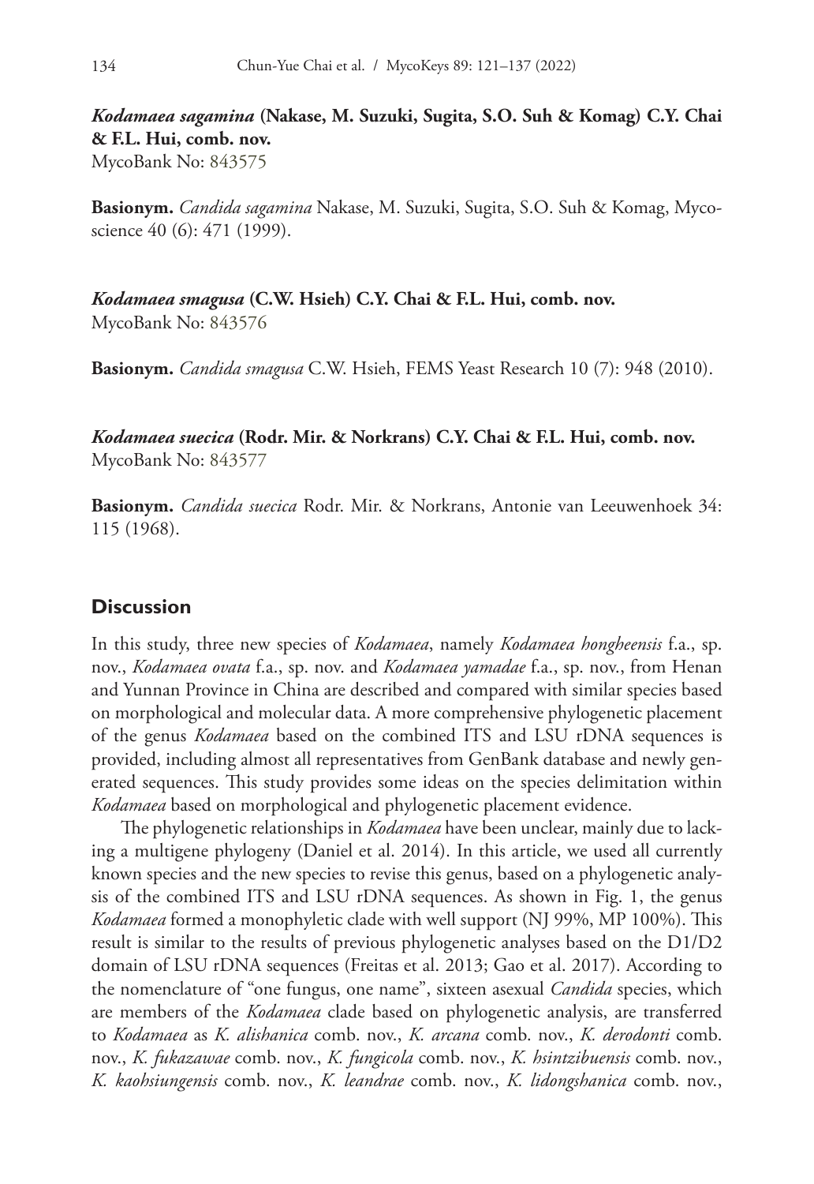***Kodamaea sagamina*** **(Nakase, M. Suzuki, Sugita, S.O. Suh & Komag) C.Y. Chai & F.L. Hui, comb. nov.**
MycoBank No: 843575

**Basionym.** *Candida sagamina* Nakase, M. Suzuki, Sugita, S.O. Suh & Komag, Mycoscience 40 (6): 471 (1999).

***Kodamaea smagusa*** **(C.W. Hsieh) C.Y. Chai & F.L. Hui, comb. nov.**
MycoBank No: 843576

**Basionym.** *Candida smagusa* C.W. Hsieh, FEMS Yeast Research 10 (7): 948 (2010).

***Kodamaea suecica*** **(Rodr. Mir. & Norkrans) C.Y. Chai & F.L. Hui, comb. nov.**
MycoBank No: 843577

**Basionym.** *Candida suecica* Rodr. Mir. & Norkrans, Antonie van Leeuwenhoek 34: 115 (1968).

## Discussion

In this study, three new species of *Kodamaea*, namely *Kodamaea hongheensis* f.a., sp. nov., *Kodamaea ovata* f.a., sp. nov. and *Kodamaea yamadae* f.a., sp. nov., from Henan and Yunnan Province in China are described and compared with similar species based on morphological and molecular data. A more comprehensive phylogenetic placement of the genus *Kodamaea* based on the combined ITS and LSU rDNA sequences is provided, including almost all representatives from GenBank database and newly generated sequences. This study provides some ideas on the species delimitation within *Kodamaea* based on morphological and phylogenetic placement evidence.

The phylogenetic relationships in *Kodamaea* have been unclear, mainly due to lacking a multigene phylogeny (Daniel et al. 2014). In this article, we used all currently known species and the new species to revise this genus, based on a phylogenetic analysis of the combined ITS and LSU rDNA sequences. As shown in Fig. 1, the genus *Kodamaea* formed a monophyletic clade with well support (NJ 99%, MP 100%). This result is similar to the results of previous phylogenetic analyses based on the D1/D2 domain of LSU rDNA sequences (Freitas et al. 2013; Gao et al. 2017). According to the nomenclature of "one fungus, one name", sixteen asexual *Candida* species, which are members of the *Kodamaea* clade based on phylogenetic analysis, are transferred to *Kodamaea* as *K. alishanica* comb. nov., *K. arcana* comb. nov., *K. derodonti* comb. nov., *K. fukazawae* comb. nov., *K. fungicola* comb. nov., *K. hsintzibuensis* comb. nov., *K. kaohsiungensis* comb. nov., *K. leandrae* comb. nov., *K. lidongshanica* comb. nov.,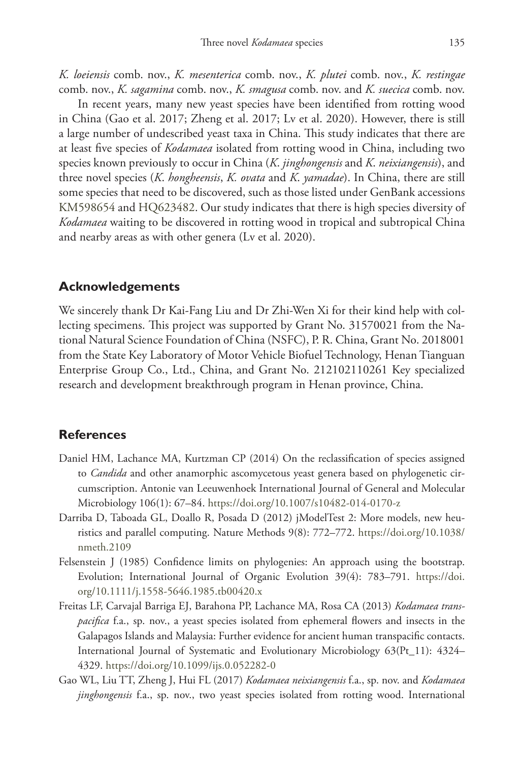*K. loeiensis* comb. nov., *K. mesenterica* comb. nov., *K. plutei* comb. nov., *K. restingae* comb. nov., *K. sagamina* comb. nov., *K. smagusa* comb. nov. and *K. suecica* comb. nov.

In recent years, many new yeast species have been identified from rotting wood in China (Gao et al. 2017; Zheng et al. 2017; Lv et al. 2020). However, there is still a large number of undescribed yeast taxa in China. This study indicates that there are at least five species of *Kodamaea* isolated from rotting wood in China, including two species known previously to occur in China (*K. jinghongensis* and *K. neixiangensis*), and three novel species (*K. hongheensis*, *K. ovata* and *K. yamadae*). In China, there are still some species that need to be discovered, such as those listed under GenBank accessions KM598654 and HQ623482. Our study indicates that there is high species diversity of *Kodamaea* waiting to be discovered in rotting wood in tropical and subtropical China and nearby areas as with other genera (Lv et al. 2020).

## Acknowledgements

We sincerely thank Dr Kai-Fang Liu and Dr Zhi-Wen Xi for their kind help with collecting specimens. This project was supported by Grant No. 31570021 from the National Natural Science Foundation of China (NSFC), P. R. China, Grant No. 2018001 from the State Key Laboratory of Motor Vehicle Biofuel Technology, Henan Tianguan Enterprise Group Co., Ltd., China, and Grant No. 212102110261 Key specialized research and development breakthrough program in Henan province, China.

## References

- Daniel HM, Lachance MA, Kurtzman CP (2014) On the reclassification of species assigned to *Candida* and other anamorphic ascomycetous yeast genera based on phylogenetic circumscription. Antonie van Leeuwenhoek International Journal of General and Molecular Microbiology 106(1): 67–84. https://doi.org/10.1007/s10482-014-0170-z
- Darriba D, Taboada GL, Doallo R, Posada D (2012) jModelTest 2: More models, new heuristics and parallel computing. Nature Methods 9(8): 772–772. https://doi.org/10.1038/nmeth.2109
- Felsenstein J (1985) Confidence limits on phylogenies: An approach using the bootstrap. Evolution; International Journal of Organic Evolution 39(4): 783–791. https://doi.org/10.1111/j.1558-5646.1985.tb00420.x
- Freitas LF, Carvajal Barriga EJ, Barahona PP, Lachance MA, Rosa CA (2013) *Kodamaea transpacifica* f.a., sp. nov., a yeast species isolated from ephemeral flowers and insects in the Galapagos Islands and Malaysia: Further evidence for ancient human transpacific contacts. International Journal of Systematic and Evolutionary Microbiology 63(Pt_11): 4324–4329. https://doi.org/10.1099/ijs.0.052282-0
- Gao WL, Liu TT, Zheng J, Hui FL (2017) *Kodamaea neixiangensis* f.a., sp. nov. and *Kodamaea jinghongensis* f.a., sp. nov., two yeast species isolated from rotting wood. International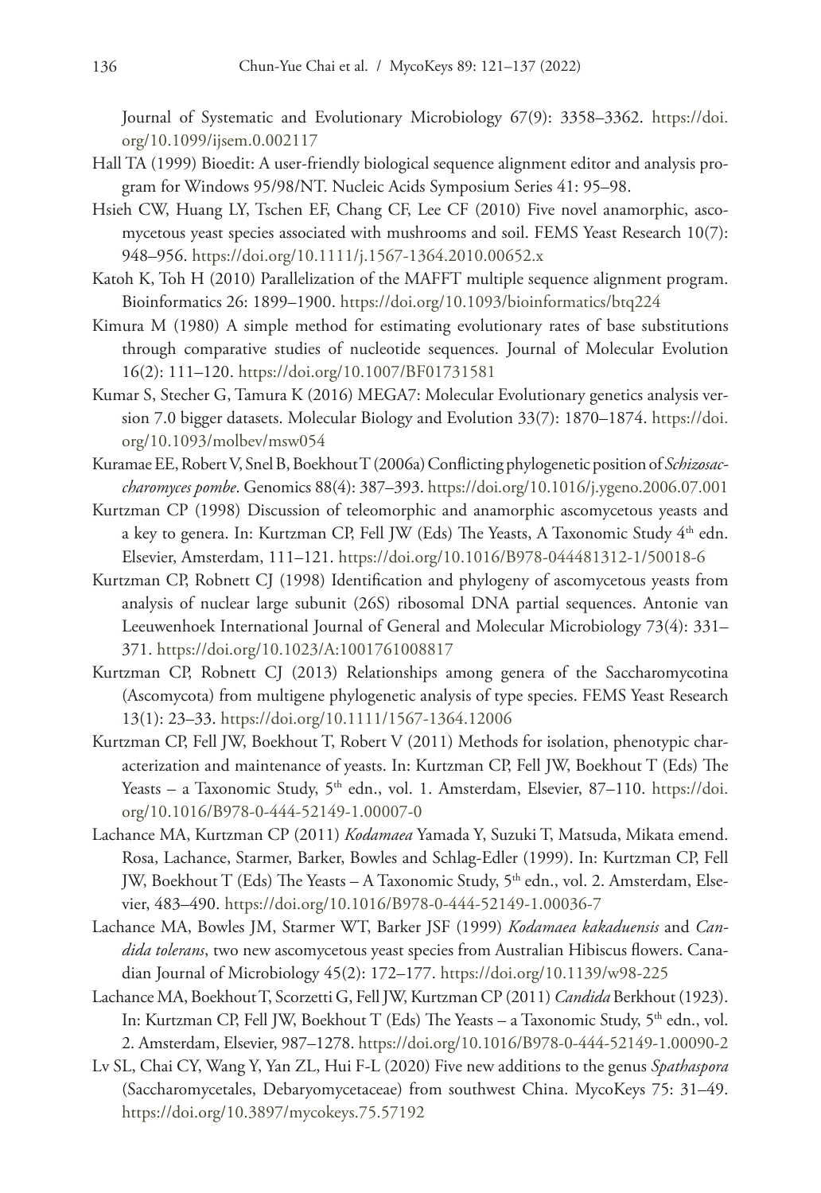Journal of Systematic and Evolutionary Microbiology 67(9): 3358–3362. https://doi.org/10.1099/ijsem.0.002117

Hall TA (1999) Bioedit: A user-friendly biological sequence alignment editor and analysis program for Windows 95/98/NT. Nucleic Acids Symposium Series 41: 95–98.

Hsieh CW, Huang LY, Tschen EF, Chang CF, Lee CF (2010) Five novel anamorphic, ascomycetous yeast species associated with mushrooms and soil. FEMS Yeast Research 10(7): 948–956. https://doi.org/10.1111/j.1567-1364.2010.00652.x

Katoh K, Toh H (2010) Parallelization of the MAFFT multiple sequence alignment program. Bioinformatics 26: 1899–1900. https://doi.org/10.1093/bioinformatics/btq224

Kimura M (1980) A simple method for estimating evolutionary rates of base substitutions through comparative studies of nucleotide sequences. Journal of Molecular Evolution 16(2): 111–120. https://doi.org/10.1007/BF01731581

Kumar S, Stecher G, Tamura K (2016) MEGA7: Molecular Evolutionary genetics analysis version 7.0 bigger datasets. Molecular Biology and Evolution 33(7): 1870–1874. https://doi.org/10.1093/molbev/msw054

Kuramae EE, Robert V, Snel B, Boekhout T (2006a) Conflicting phylogenetic position of *Schizosaccharomyces pombe*. Genomics 88(4): 387–393. https://doi.org/10.1016/j.ygeno.2006.07.001

Kurtzman CP (1998) Discussion of teleomorphic and anamorphic ascomycetous yeasts and a key to genera. In: Kurtzman CP, Fell JW (Eds) The Yeasts, A Taxonomic Study 4th edn. Elsevier, Amsterdam, 111–121. https://doi.org/10.1016/B978-044481312-1/50018-6

Kurtzman CP, Robnett CJ (1998) Identification and phylogeny of ascomycetous yeasts from analysis of nuclear large subunit (26S) ribosomal DNA partial sequences. Antonie van Leeuwenhoek International Journal of General and Molecular Microbiology 73(4): 331–371. https://doi.org/10.1023/A:1001761008817

Kurtzman CP, Robnett CJ (2013) Relationships among genera of the Saccharomycotina (Ascomycota) from multigene phylogenetic analysis of type species. FEMS Yeast Research 13(1): 23–33. https://doi.org/10.1111/1567-1364.12006

Kurtzman CP, Fell JW, Boekhout T, Robert V (2011) Methods for isolation, phenotypic characterization and maintenance of yeasts. In: Kurtzman CP, Fell JW, Boekhout T (Eds) The Yeasts – a Taxonomic Study, 5th edn., vol. 1. Amsterdam, Elsevier, 87–110. https://doi.org/10.1016/B978-0-444-52149-1.00007-0

Lachance MA, Kurtzman CP (2011) *Kodamaea* Yamada Y, Suzuki T, Matsuda, Mikata emend. Rosa, Lachance, Starmer, Barker, Bowles and Schlag-Edler (1999). In: Kurtzman CP, Fell JW, Boekhout T (Eds) The Yeasts – A Taxonomic Study, 5th edn., vol. 2. Amsterdam, Elsevier, 483–490. https://doi.org/10.1016/B978-0-444-52149-1.00036-7

Lachance MA, Bowles JM, Starmer WT, Barker JSF (1999) *Kodamaea kakaduensis* and *Candida tolerans*, two new ascomycetous yeast species from Australian Hibiscus flowers. Canadian Journal of Microbiology 45(2): 172–177. https://doi.org/10.1139/w98-225

Lachance MA, Boekhout T, Scorzetti G, Fell JW, Kurtzman CP (2011) *Candida* Berkhout (1923). In: Kurtzman CP, Fell JW, Boekhout T (Eds) The Yeasts – a Taxonomic Study, 5th edn., vol. 2. Amsterdam, Elsevier, 987–1278. https://doi.org/10.1016/B978-0-444-52149-1.00090-2

Lv SL, Chai CY, Wang Y, Yan ZL, Hui F-L (2020) Five new additions to the genus *Spathaspora* (Saccharomycetales, Debaryomycetaceae) from southwest China. MycoKeys 75: 31–49. https://doi.org/10.3897/mycokeys.75.57192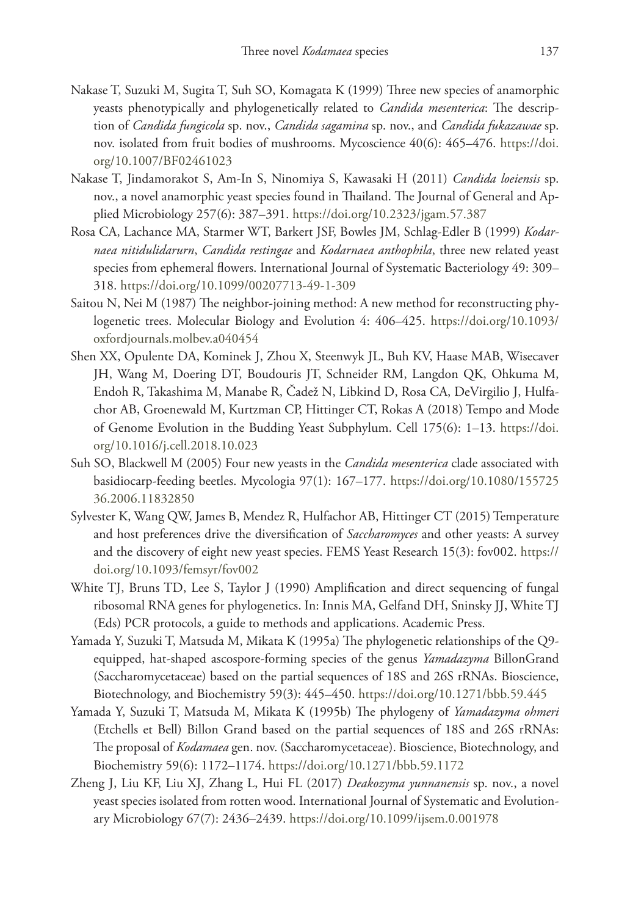Nakase T, Suzuki M, Sugita T, Suh SO, Komagata K (1999) Three new species of anamorphic yeasts phenotypically and phylogenetically related to *Candida mesenterica*: The description of *Candida fungicola* sp. nov., *Candida sagamina* sp. nov., and *Candida fukazawae* sp. nov. isolated from fruit bodies of mushrooms. Mycoscience 40(6): 465–476. https://doi.org/10.1007/BF02461023

Nakase T, Jindamorakot S, Am-In S, Ninomiya S, Kawasaki H (2011) *Candida loeiensis* sp. nov., a novel anamorphic yeast species found in Thailand. The Journal of General and Applied Microbiology 257(6): 387–391. https://doi.org/10.2323/jgam.57.387

Rosa CA, Lachance MA, Starmer WT, Barkert JSF, Bowles JM, Schlag-Edler B (1999) *Kodarnaea nitidulidarurn*, *Candida restingae* and *Kodarnaea anthophila*, three new related yeast species from ephemeral flowers. International Journal of Systematic Bacteriology 49: 309–318. https://doi.org/10.1099/00207713-49-1-309

Saitou N, Nei M (1987) The neighbor-joining method: A new method for reconstructing phylogenetic trees. Molecular Biology and Evolution 4: 406–425. https://doi.org/10.1093/oxfordjournals.molbev.a040454

Shen XX, Opulente DA, Kominek J, Zhou X, Steenwyk JL, Buh KV, Haase MAB, Wisecaver JH, Wang M, Doering DT, Boudouris JT, Schneider RM, Langdon QK, Ohkuma M, Endoh R, Takashima M, Manabe R, Čadež N, Libkind D, Rosa CA, DeVirgilio J, Hulfachor AB, Groenewald M, Kurtzman CP, Hittinger CT, Rokas A (2018) Tempo and Mode of Genome Evolution in the Budding Yeast Subphylum. Cell 175(6): 1–13. https://doi.org/10.1016/j.cell.2018.10.023

Suh SO, Blackwell M (2005) Four new yeasts in the *Candida mesenterica* clade associated with basidiocarp-feeding beetles. Mycologia 97(1): 167–177. https://doi.org/10.1080/15572536.2006.11832850

Sylvester K, Wang QW, James B, Mendez R, Hulfachor AB, Hittinger CT (2015) Temperature and host preferences drive the diversification of *Saccharomyces* and other yeasts: A survey and the discovery of eight new yeast species. FEMS Yeast Research 15(3): fov002. https://doi.org/10.1093/femsyr/fov002

White TJ, Bruns TD, Lee S, Taylor J (1990) Amplification and direct sequencing of fungal ribosomal RNA genes for phylogenetics. In: Innis MA, Gelfand DH, Sninsky JJ, White TJ (Eds) PCR protocols, a guide to methods and applications. Academic Press.

Yamada Y, Suzuki T, Matsuda M, Mikata K (1995a) The phylogenetic relationships of the Q9-equipped, hat-shaped ascospore-forming species of the genus *Yamadazyma* BillonGrand (Saccharomycetaceae) based on the partial sequences of 18S and 26S rRNAs. Bioscience, Biotechnology, and Biochemistry 59(3): 445–450. https://doi.org/10.1271/bbb.59.445

Yamada Y, Suzuki T, Matsuda M, Mikata K (1995b) The phylogeny of *Yamadazyma ohmeri* (Etchells et Bell) Billon Grand based on the partial sequences of 18S and 26S rRNAs: The proposal of *Kodamaea* gen. nov. (Saccharomycetaceae). Bioscience, Biotechnology, and Biochemistry 59(6): 1172–1174. https://doi.org/10.1271/bbb.59.1172

Zheng J, Liu KF, Liu XJ, Zhang L, Hui FL (2017) *Deakozyma yunnanensis* sp. nov., a novel yeast species isolated from rotten wood. International Journal of Systematic and Evolutionary Microbiology 67(7): 2436–2439. https://doi.org/10.1099/ijsem.0.001978